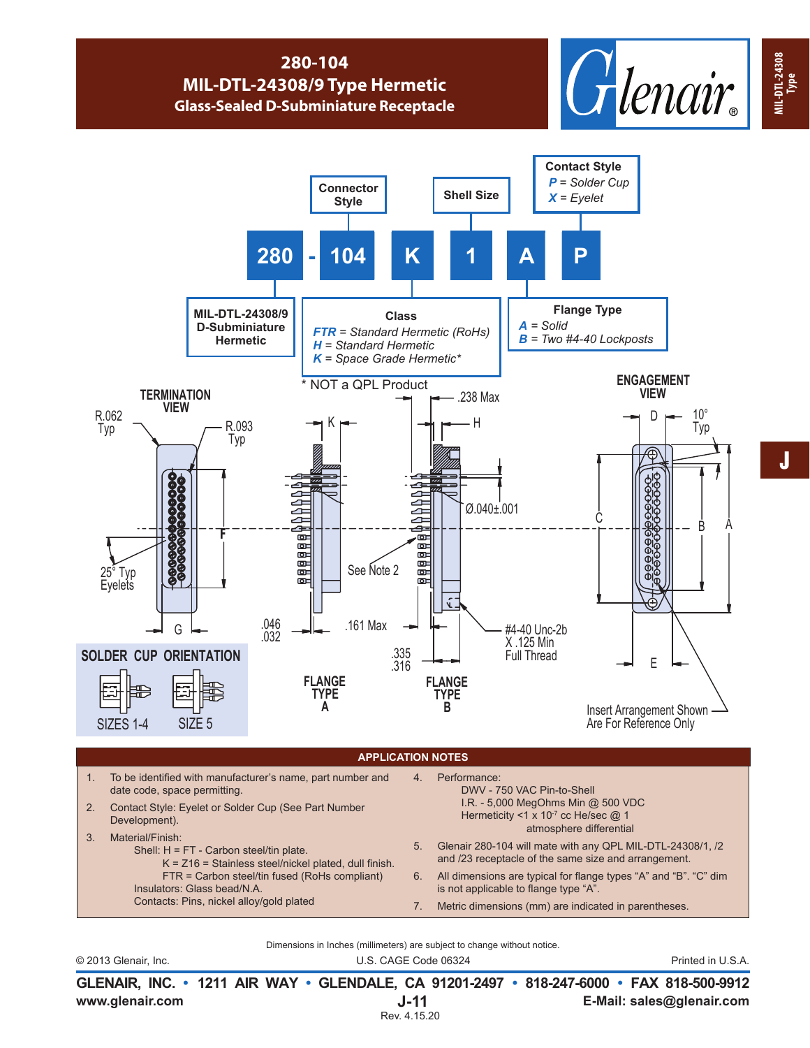# 280-104
## MIL-DTL-24308/9 Type Hermetic
### Glass-Sealed D-Subminiature Receptacle

**Part Number Development:** 280 - 104 K 1 A P

- **280** — MIL-DTL-24308/9 D-Subminiature Hermetic
- **104** — Connector Style
- **K** — Class
  - *FTR* = Standard Hermetic (RoHs)
  - *H* = Standard Hermetic
  - *K* = Space Grade Hermetic*
- **1** — Shell Size
- **A** — Flange Type
  - *A* = Solid
  - *B* = Two #4-40 Lockposts
- **P** — Contact Style
  - *P* = Solder Cup
  - *X* = Eyelet

\* NOT a QPL Product

TERMINATION VIEW: R.062 Typ, R.093 Typ, 25° Typ Eyelets, F, G

FLANGE TYPE A: K, .046 / .032, .161 Max, See Note 2

FLANGE TYPE B: .238 Max, H, Ø.040±.001, .335 / .316, #4-40 Unc-2b X .125 Min Full Thread

ENGAGEMENT VIEW: D, 10° Typ, C, B, A, E

Insert Arrangement Shown Are For Reference Only

SOLDER CUP ORIENTATION: SIZES 1-4, SIZE 5

## APPLICATION NOTES

1. To be identified with manufacturer's name, part number and date code, space permitting.
2. Contact Style: Eyelet or Solder Cup (See Part Number Development).
3. Material/Finish:
   Shell: H = FT - Carbon steel/tin plate.
   K = Z16 = Stainless steel/nickel plated, dull finish.
   FTR = Carbon steel/tin fused (RoHs compliant)
   Insulators: Glass bead/N.A.
   Contacts: Pins, nickel alloy/gold plated
4. Performance:
   DWV - 750 VAC Pin-to-Shell
   I.R. - 5,000 MegOhms Min @ 500 VDC
   Hermeticity <1 x $10^{-7}$ cc He/sec @ 1 atmosphere differential
5. Glenair 280-104 will mate with any QPL MIL-DTL-24308/1, /2 and /23 receptacle of the same size and arrangement.
6. All dimensions are typical for flange types "A" and "B". "C" dim is not applicable to flange type "A".
7. Metric dimensions (mm) are indicated in parentheses.

Dimensions in Inches (millimeters) are subject to change without notice.

© 2013 Glenair, Inc. U.S. CAGE Code 06324 Printed in U.S.A.

**GLENAIR, INC. • 1211 AIR WAY • GLENDALE, CA 91201-2497 • 818-247-6000 • FAX 818-500-9912**

**www.glenair.com** **J-11** **E-Mail: sales@glenair.com**

Rev. 4.15.20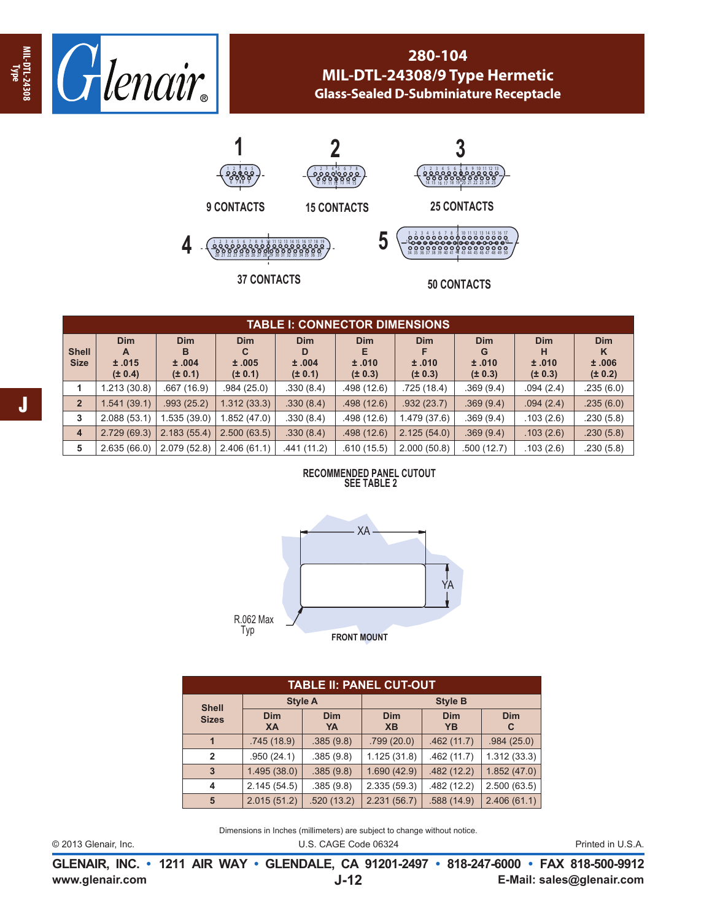# 280-104
## MIL-DTL-24308/9 Type Hermetic
### Glass-Sealed D-Subminiature Receptacle

1
9 CONTACTS

2
15 CONTACTS

3
25 CONTACTS

4
37 CONTACTS

5
50 CONTACTS

| TABLE I: CONNECTOR DIMENSIONS | | | | | | | | | |
|---|---|---|---|---|---|---|---|---|---|
| Shell Size | Dim A ± .015 (± 0.4) | Dim B ± .004 (± 0.1) | Dim C ± .005 (± 0.1) | Dim D ± .004 (± 0.1) | Dim E ± .010 (± 0.3) | Dim F ± .010 (± 0.3) | Dim G ± .010 (± 0.3) | Dim H ± .010 (± 0.3) | Dim K ± .006 (± 0.2) |
| 1 | 1.213 (30.8) | .667 (16.9) | .984 (25.0) | .330 (8.4) | .498 (12.6) | .725 (18.4) | .369 (9.4) | .094 (2.4) | .235 (6.0) |
| 2 | 1.541 (39.1) | .993 (25.2) | 1.312 (33.3) | .330 (8.4) | .498 (12.6) | .932 (23.7) | .369 (9.4) | .094 (2.4) | .235 (6.0) |
| 3 | 2.088 (53.1) | 1.535 (39.0) | 1.852 (47.0) | .330 (8.4) | .498 (12.6) | 1.479 (37.6) | .369 (9.4) | .103 (2.6) | .230 (5.8) |
| 4 | 2.729 (69.3) | 2.183 (55.4) | 2.500 (63.5) | .330 (8.4) | .498 (12.6) | 2.125 (54.0) | .369 (9.4) | .103 (2.6) | .230 (5.8) |
| 5 | 2.635 (66.0) | 2.079 (52.8) | 2.406 (61.1) | .441 (11.2) | .610 (15.5) | 2.000 (50.8) | .500 (12.7) | .103 (2.6) | .230 (5.8) |

RECOMMENDED PANEL CUTOUT
SEE TABLE 2

XA

YA

R.062 Max
Typ

FRONT MOUNT

| TABLE II: PANEL CUT-OUT | | | | | |
|---|---|---|---|---|---|
| Shell Sizes | Style A | | Style B | | |
| | Dim XA | Dim YA | Dim XB | Dim YB | Dim C |
| 1 | .745 (18.9) | .385 (9.8) | .799 (20.0) | .462 (11.7) | .984 (25.0) |
| 2 | .950 (24.1) | .385 (9.8) | 1.125 (31.8) | .462 (11.7) | 1.312 (33.3) |
| 3 | 1.495 (38.0) | .385 (9.8) | 1.690 (42.9) | .482 (12.2) | 1.852 (47.0) |
| 4 | 2.145 (54.5) | .385 (9.8) | 2.335 (59.3) | .482 (12.2) | 2.500 (63.5) |
| 5 | 2.015 (51.2) | .520 (13.2) | 2.231 (56.7) | .588 (14.9) | 2.406 (61.1) |

Dimensions in Inches (millimeters) are subject to change without notice.

© 2013 Glenair, Inc. U.S. CAGE Code 06324 Printed in U.S.A.

**GLENAIR, INC. • 1211 AIR WAY • GLENDALE, CA 91201-2497 • 818-247-6000 • FAX 818-500-9912**
**www.glenair.com** **E-Mail: sales@glenair.com**